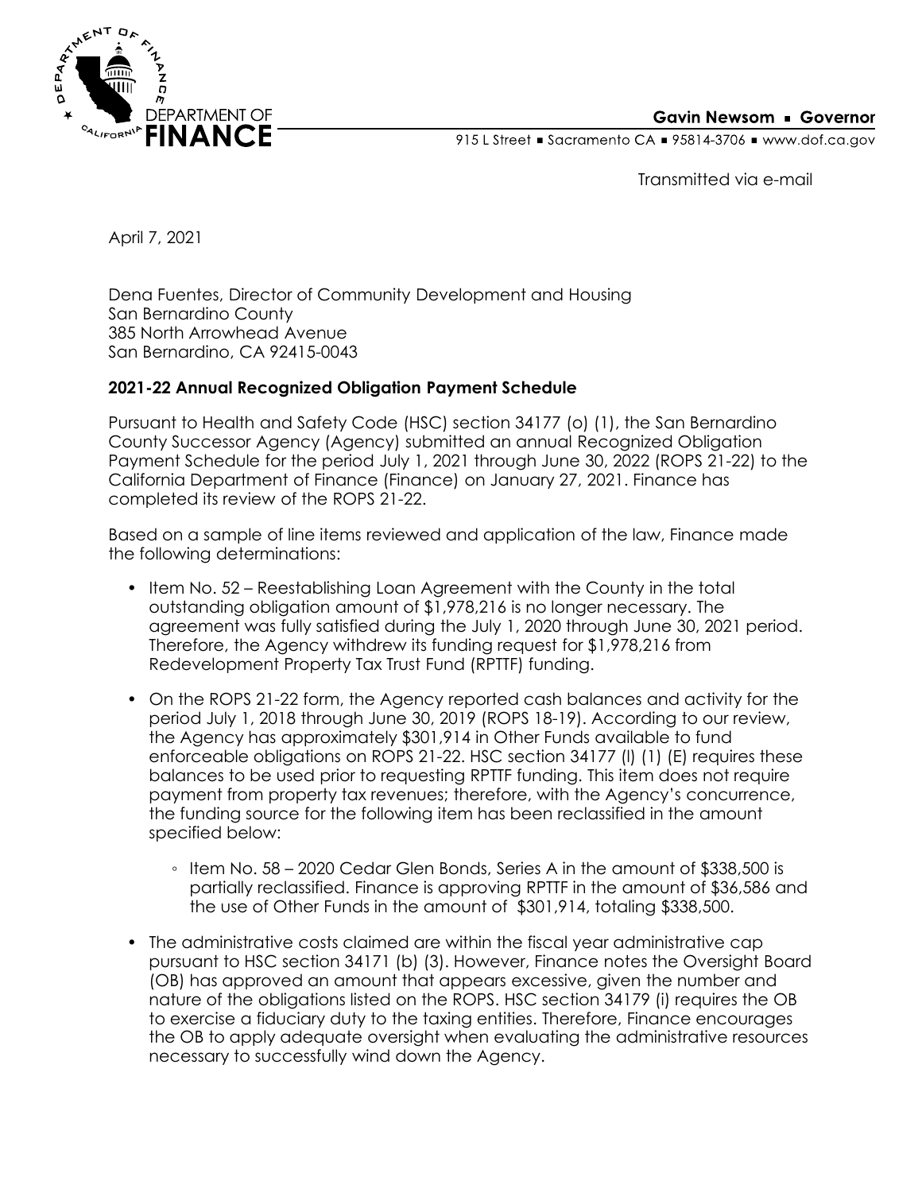DEPARTMENT OF **FINANCE**

**Gavin Newsom ▪ Governor**

915 L Street ▪ Sacramento CA ▪ 95814-3706 ▪ www.dof.ca.gov

Transmitted via e-mail

April 7, 2021

Dena Fuentes, Director of Community Development and Housing
San Bernardino County
385 North Arrowhead Avenue
San Bernardino, CA 92415-0043

**2021-22 Annual Recognized Obligation Payment Schedule**

Pursuant to Health and Safety Code (HSC) section 34177 (o) (1), the San Bernardino County Successor Agency (Agency) submitted an annual Recognized Obligation Payment Schedule for the period July 1, 2021 through June 30, 2022 (ROPS 21-22) to the California Department of Finance (Finance) on January 27, 2021. Finance has completed its review of the ROPS 21-22.

Based on a sample of line items reviewed and application of the law, Finance made the following determinations:

- Item No. 52 – Reestablishing Loan Agreement with the County in the total outstanding obligation amount of $1,978,216 is no longer necessary. The agreement was fully satisfied during the July 1, 2020 through June 30, 2021 period. Therefore, the Agency withdrew its funding request for $1,978,216 from Redevelopment Property Tax Trust Fund (RPTTF) funding.
- On the ROPS 21-22 form, the Agency reported cash balances and activity for the period July 1, 2018 through June 30, 2019 (ROPS 18-19). According to our review, the Agency has approximately $301,914 in Other Funds available to fund enforceable obligations on ROPS 21-22. HSC section 34177 (l) (1) (E) requires these balances to be used prior to requesting RPTTF funding. This item does not require payment from property tax revenues; therefore, with the Agency's concurrence, the funding source for the following item has been reclassified in the amount specified below:
  - Item No. 58 – 2020 Cedar Glen Bonds, Series A in the amount of $338,500 is partially reclassified. Finance is approving RPTTF in the amount of $36,586 and the use of Other Funds in the amount of $301,914, totaling $338,500.
- The administrative costs claimed are within the fiscal year administrative cap pursuant to HSC section 34171 (b) (3). However, Finance notes the Oversight Board (OB) has approved an amount that appears excessive, given the number and nature of the obligations listed on the ROPS. HSC section 34179 (i) requires the OB to exercise a fiduciary duty to the taxing entities. Therefore, Finance encourages the OB to apply adequate oversight when evaluating the administrative resources necessary to successfully wind down the Agency.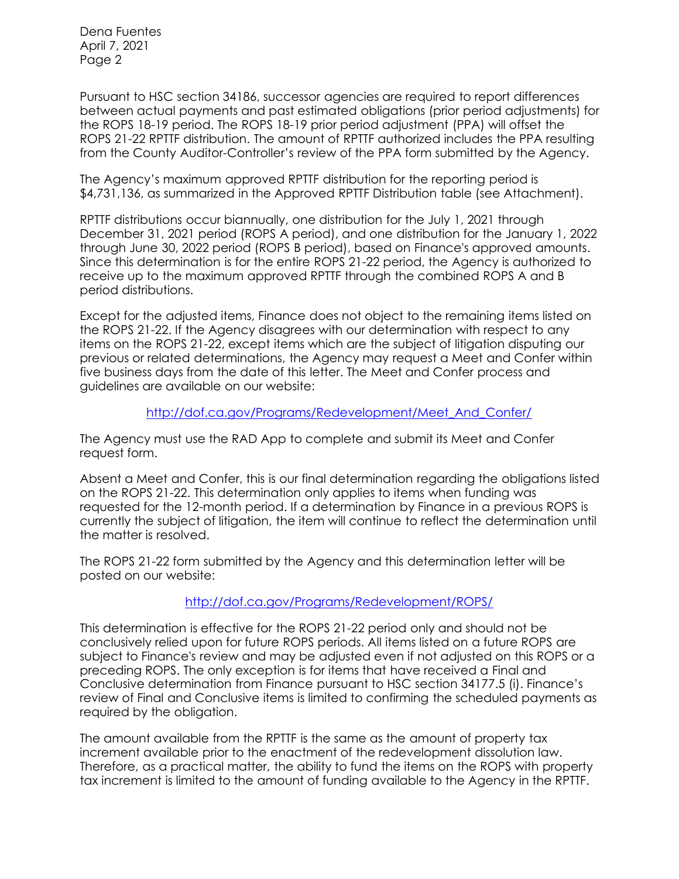Pursuant to HSC section 34186, successor agencies are required to report differences between actual payments and past estimated obligations (prior period adjustments) for the ROPS 18-19 period. The ROPS 18-19 prior period adjustment (PPA) will offset the ROPS 21-22 RPTTF distribution. The amount of RPTTF authorized includes the PPA resulting from the County Auditor-Controller's review of the PPA form submitted by the Agency.

The Agency's maximum approved RPTTF distribution for the reporting period is $4,731,136, as summarized in the Approved RPTTF Distribution table (see Attachment).

RPTTF distributions occur biannually, one distribution for the July 1, 2021 through December 31, 2021 period (ROPS A period), and one distribution for the January 1, 2022 through June 30, 2022 period (ROPS B period), based on Finance's approved amounts. Since this determination is for the entire ROPS 21-22 period, the Agency is authorized to receive up to the maximum approved RPTTF through the combined ROPS A and B period distributions.

Except for the adjusted items, Finance does not object to the remaining items listed on the ROPS 21-22. If the Agency disagrees with our determination with respect to any items on the ROPS 21-22, except items which are the subject of litigation disputing our previous or related determinations, the Agency may request a Meet and Confer within five business days from the date of this letter. The Meet and Confer process and guidelines are available on our website:

http://dof.ca.gov/Programs/Redevelopment/Meet_And_Confer/

The Agency must use the RAD App to complete and submit its Meet and Confer request form.

Absent a Meet and Confer, this is our final determination regarding the obligations listed on the ROPS 21-22. This determination only applies to items when funding was requested for the 12-month period. If a determination by Finance in a previous ROPS is currently the subject of litigation, the item will continue to reflect the determination until the matter is resolved.

The ROPS 21-22 form submitted by the Agency and this determination letter will be posted on our website:

http://dof.ca.gov/Programs/Redevelopment/ROPS/

This determination is effective for the ROPS 21-22 period only and should not be conclusively relied upon for future ROPS periods. All items listed on a future ROPS are subject to Finance's review and may be adjusted even if not adjusted on this ROPS or a preceding ROPS. The only exception is for items that have received a Final and Conclusive determination from Finance pursuant to HSC section 34177.5 (i). Finance's review of Final and Conclusive items is limited to confirming the scheduled payments as required by the obligation.

The amount available from the RPTTF is the same as the amount of property tax increment available prior to the enactment of the redevelopment dissolution law. Therefore, as a practical matter, the ability to fund the items on the ROPS with property tax increment is limited to the amount of funding available to the Agency in the RPTTF.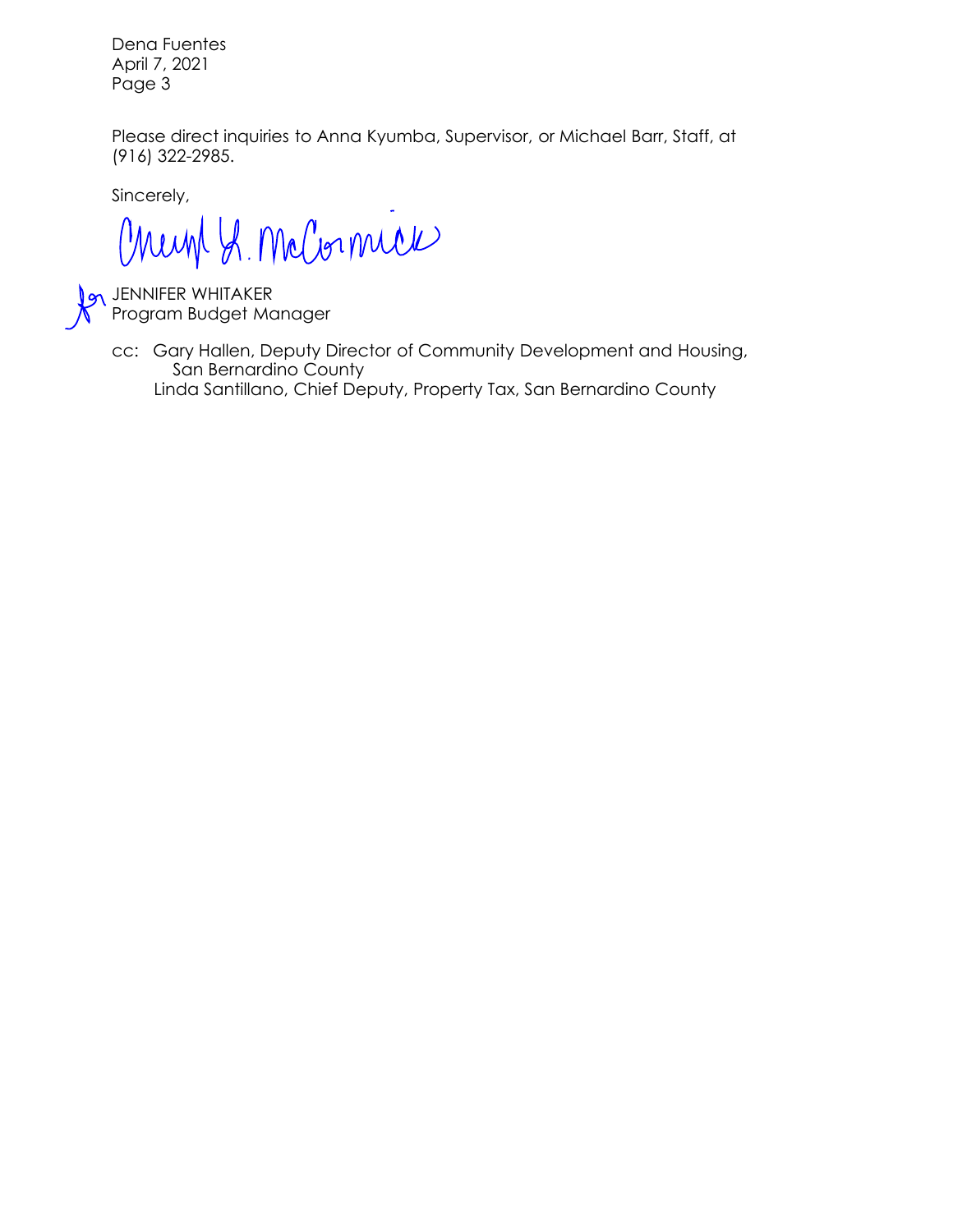Please direct inquiries to Anna Kyumba, Supervisor, or Michael Barr, Staff, at (916) 322-2985.

Sincerely,

Cheryl L. McCormick

for JENNIFER WHITAKER
Program Budget Manager

cc: Gary Hallen, Deputy Director of Community Development and Housing, San Bernardino County
Linda Santillano, Chief Deputy, Property Tax, San Bernardino County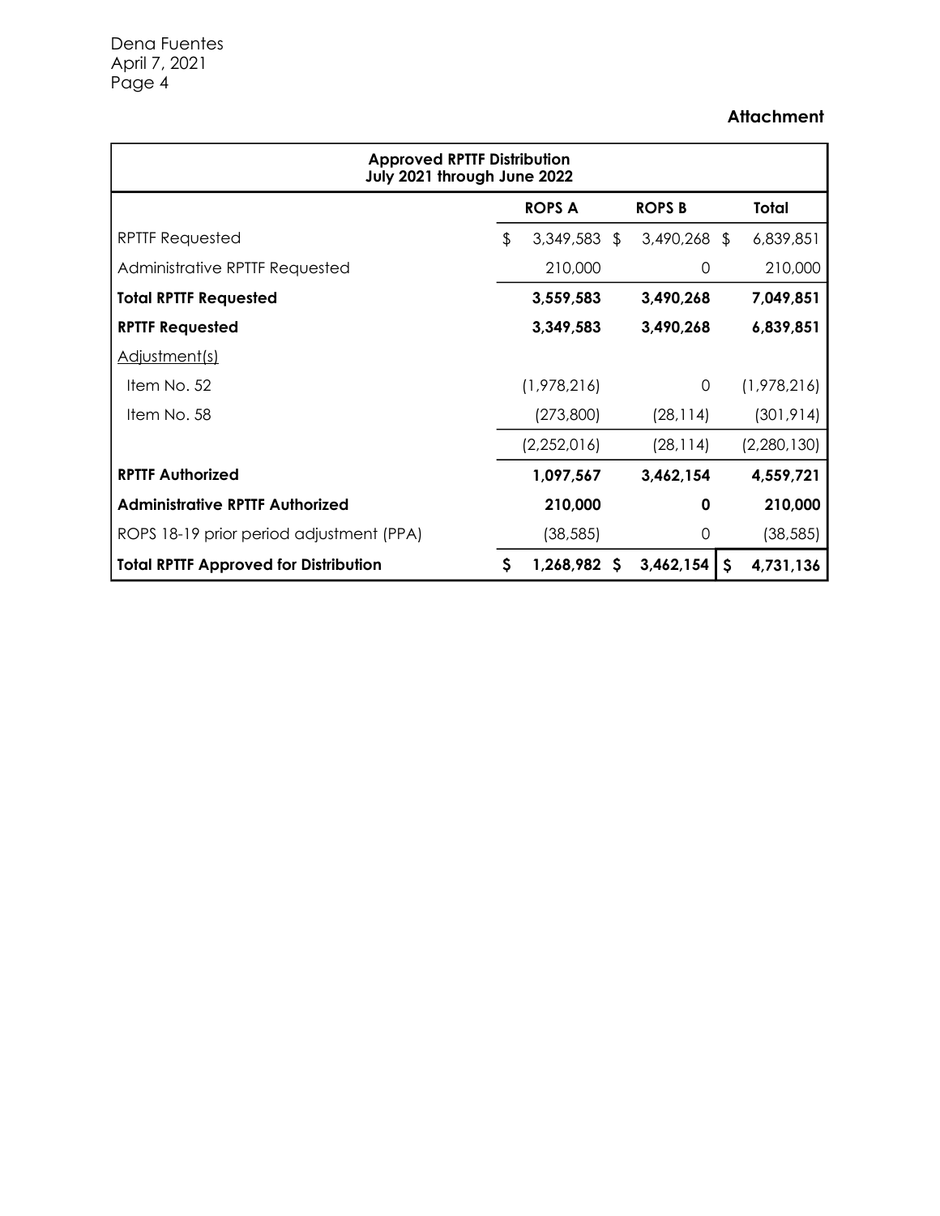**Attachment**

| Approved RPTTF Distribution<br>July 2021 through June 2022 | | | |
|---|---|---|---|
| | **ROPS A** | **ROPS B** | **Total** |
| RPTTF Requested | $ 3,349,583 | $ 3,490,268 | $ 6,839,851 |
| Administrative RPTTF Requested | 210,000 | 0 | 210,000 |
| **Total RPTTF Requested** | **3,559,583** | **3,490,268** | **7,049,851** |
| **RPTTF Requested** | **3,349,583** | **3,490,268** | **6,839,851** |
| Adjustment(s) | | | |
| Item No. 52 | (1,978,216) | 0 | (1,978,216) |
| Item No. 58 | (273,800) | (28,114) | (301,914) |
| | (2,252,016) | (28,114) | (2,280,130) |
| **RPTTF Authorized** | **1,097,567** | **3,462,154** | **4,559,721** |
| **Administrative RPTTF Authorized** | **210,000** | **0** | **210,000** |
| ROPS 18-19 prior period adjustment (PPA) | (38,585) | 0 | (38,585) |
| **Total RPTTF Approved for Distribution** | **$ 1,268,982** | **$ 3,462,154** | **$ 4,731,136** |